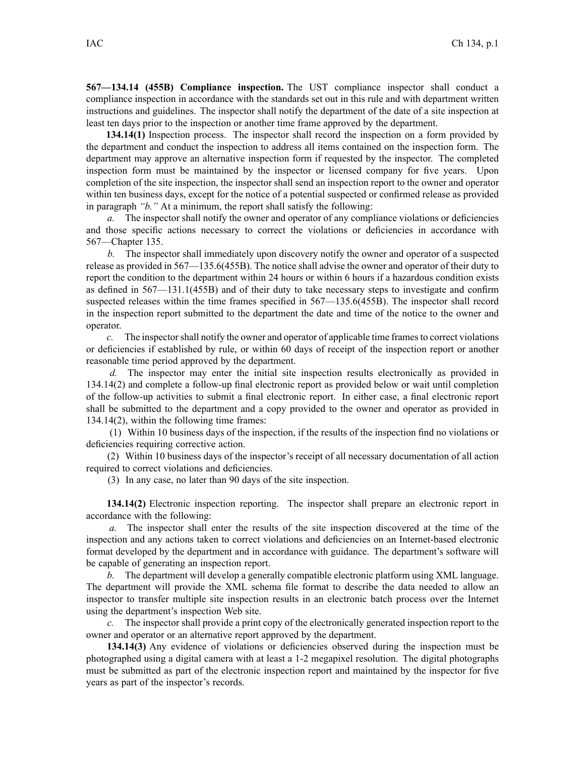**567—134.14 (455B) Compliance inspection.** The UST compliance inspector shall conduct a compliance inspection in accordance with the standards set out in this rule and with department written instructions and guidelines. The inspector shall notify the department of the date of a site inspection at least ten days prior to the inspection or another time frame approved by the department.

**134.14(1)** Inspection process. The inspector shall record the inspection on a form provided by the department and conduct the inspection to address all items contained on the inspection form. The department may approve an alternative inspection form if requested by the inspector. The completed inspection form must be maintained by the inspector or licensed company for five years. Upon completion of the site inspection, the inspector shall send an inspection report to the owner and operator within ten business days, except for the notice of a potential suspected or confirmed release as provided in paragraph *"b."* At a minimum, the report shall satisfy the following:

*a.* The inspector shall notify the owner and operator of any compliance violations or deficiencies and those specific actions necessary to correct the violations or deficiencies in accordance with 567—Chapter 135.

*b.* The inspector shall immediately upon discovery notify the owner and operator of a suspected release as provided in 567—135.6(455B). The notice shall advise the owner and operator of their duty to report the condition to the department within 24 hours or within 6 hours if a hazardous condition exists as defined in 567—131.1(455B) and of their duty to take necessary steps to investigate and confirm suspected releases within the time frames specified in 567—135.6(455B). The inspector shall record in the inspection report submitted to the department the date and time of the notice to the owner and operator.

*c.* The inspector shall notify the owner and operator of applicable time frames to correct violations or deficiencies if established by rule, or within 60 days of receipt of the inspection report or another reasonable time period approved by the department.

*d.* The inspector may enter the initial site inspection results electronically as provided in 134.14(2) and complete a follow-up final electronic report as provided below or wait until completion of the follow-up activities to submit a final electronic report. In either case, a final electronic report shall be submitted to the department and a copy provided to the owner and operator as provided in 134.14(2), within the following time frames:

(1) Within 10 business days of the inspection, if the results of the inspection find no violations or deficiencies requiring corrective action.

(2) Within 10 business days of the inspector's receipt of all necessary documentation of all action required to correct violations and deficiencies.

(3) In any case, no later than 90 days of the site inspection.

**134.14(2)** Electronic inspection reporting. The inspector shall prepare an electronic report in accordance with the following:

*a.* The inspector shall enter the results of the site inspection discovered at the time of the inspection and any actions taken to correct violations and deficiencies on an Internet-based electronic format developed by the department and in accordance with guidance. The department's software will be capable of generating an inspection report.

*b.* The department will develop a generally compatible electronic platform using XML language. The department will provide the XML schema file format to describe the data needed to allow an inspector to transfer multiple site inspection results in an electronic batch process over the Internet using the department's inspection Web site.

*c.* The inspector shall provide a print copy of the electronically generated inspection report to the owner and operator or an alternative report approved by the department.

**134.14(3)** Any evidence of violations or deficiencies observed during the inspection must be photographed using a digital camera with at least a 1-2 megapixel resolution. The digital photographs must be submitted as part of the electronic inspection report and maintained by the inspector for five years as part of the inspector's records.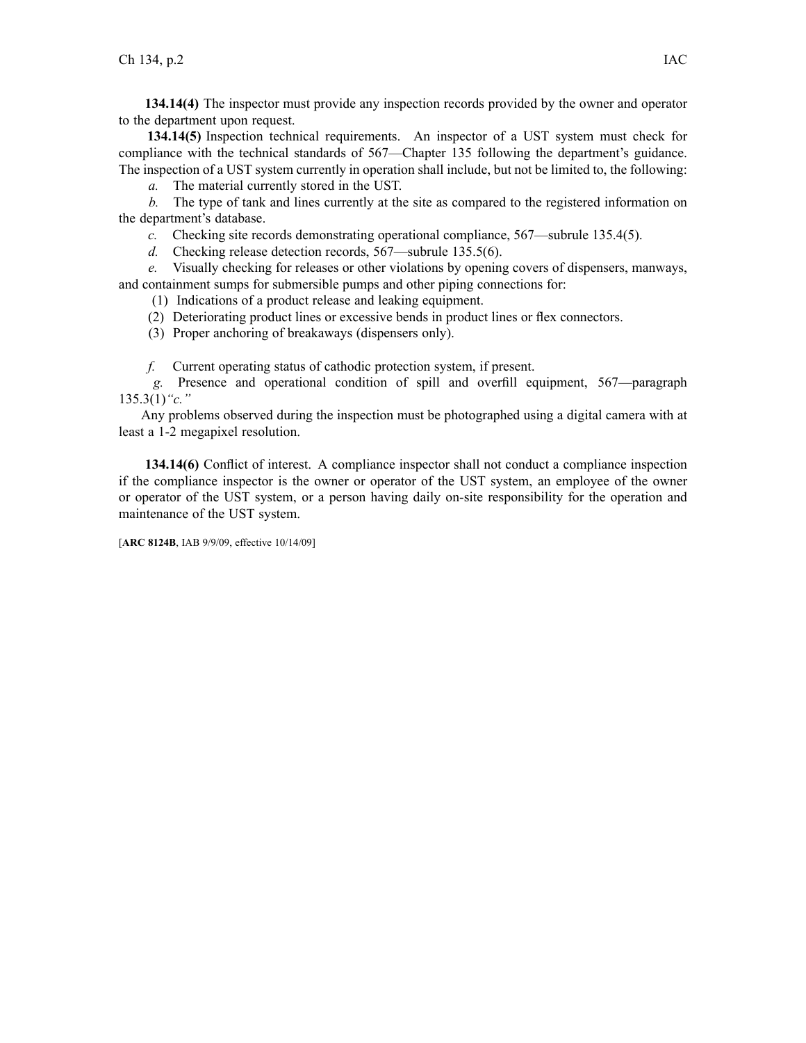**134.14(4)** The inspector must provide any inspection records provided by the owner and operator to the department upon request.

**134.14(5)** Inspection technical requirements. An inspector of a UST system must check for compliance with the technical standards of 567—Chapter 135 following the department's guidance. The inspection of a UST system currently in operation shall include, but not be limited to, the following:

*a.* The material currently stored in the UST.

*b.* The type of tank and lines currently at the site as compared to the registered information on the department's database.

*c.* Checking site records demonstrating operational compliance, 567—subrule 135.4(5).

*d.* Checking release detection records, 567—subrule 135.5(6).

*e.* Visually checking for releases or other violations by opening covers of dispensers, manways, and containment sumps for submersible pumps and other piping connections for:

(1) Indications of a product release and leaking equipment.

(2) Deteriorating product lines or excessive bends in product lines or flex connectors.

(3) Proper anchoring of breakaways (dispensers only).

*f.* Current operating status of cathodic protection system, if present.

*g.* Presence and operational condition of spill and overfill equipment, 567—paragraph 135.3(1)*"c."*

Any problems observed during the inspection must be photographed using a digital camera with at least a 1-2 megapixel resolution.

**134.14(6)** Conflict of interest. A compliance inspector shall not conduct a compliance inspection if the compliance inspector is the owner or operator of the UST system, an employee of the owner or operator of the UST system, or a person having daily on-site responsibility for the operation and maintenance of the UST system.

[**ARC 8124B**, IAB 9/9/09, effective 10/14/09]